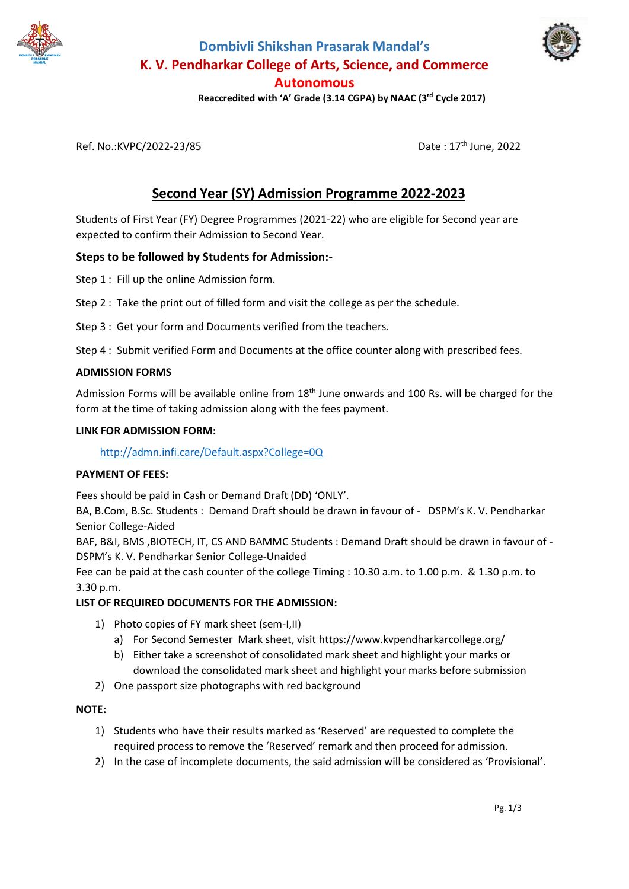# Dombivli Shikshan Prasarak Mandal's
# K. V. Pendharkar College of Arts, Science, and Commerce
## Autonomous

**Reaccredited with 'A' Grade (3.14 CGPA) by NAAC (3rd Cycle 2017)**

Ref. No.:KVPC/2022-23/85

Date : 17th June, 2022

## Second Year (SY) Admission Programme 2022-2023

Students of First Year (FY) Degree Programmes (2021-22) who are eligible for Second year are expected to confirm their Admission to Second Year.

### Steps to be followed by Students for Admission:-

Step 1 : Fill up the online Admission form.

Step 2 : Take the print out of filled form and visit the college as per the schedule.

Step 3 : Get your form and Documents verified from the teachers.

Step 4 : Submit verified Form and Documents at the office counter along with prescribed fees.

**ADMISSION FORMS**

Admission Forms will be available online from 18th June onwards and 100 Rs. will be charged for the form at the time of taking admission along with the fees payment.

**LINK FOR ADMISSION FORM:**

http://admn.infi.care/Default.aspx?College=0Q

**PAYMENT OF FEES:**

Fees should be paid in Cash or Demand Draft (DD) 'ONLY'.
BA, B.Com, B.Sc. Students : Demand Draft should be drawn in favour of - DSPM's K. V. Pendharkar Senior College-Aided
BAF, B&I, BMS ,BIOTECH, IT, CS AND BAMMC Students : Demand Draft should be drawn in favour of - DSPM's K. V. Pendharkar Senior College-Unaided
Fee can be paid at the cash counter of the college Timing : 10.30 a.m. to 1.00 p.m. & 1.30 p.m. to 3.30 p.m.

**LIST OF REQUIRED DOCUMENTS FOR THE ADMISSION:**

1) Photo copies of FY mark sheet (sem-I,II)
   a) For Second Semester Mark sheet, visit https://www.kvpendharkarcollege.org/
   b) Either take a screenshot of consolidated mark sheet and highlight your marks or download the consolidated mark sheet and highlight your marks before submission
2) One passport size photographs with red background

**NOTE:**

1) Students who have their results marked as 'Reserved' are requested to complete the required process to remove the 'Reserved' remark and then proceed for admission.
2) In the case of incomplete documents, the said admission will be considered as 'Provisional'.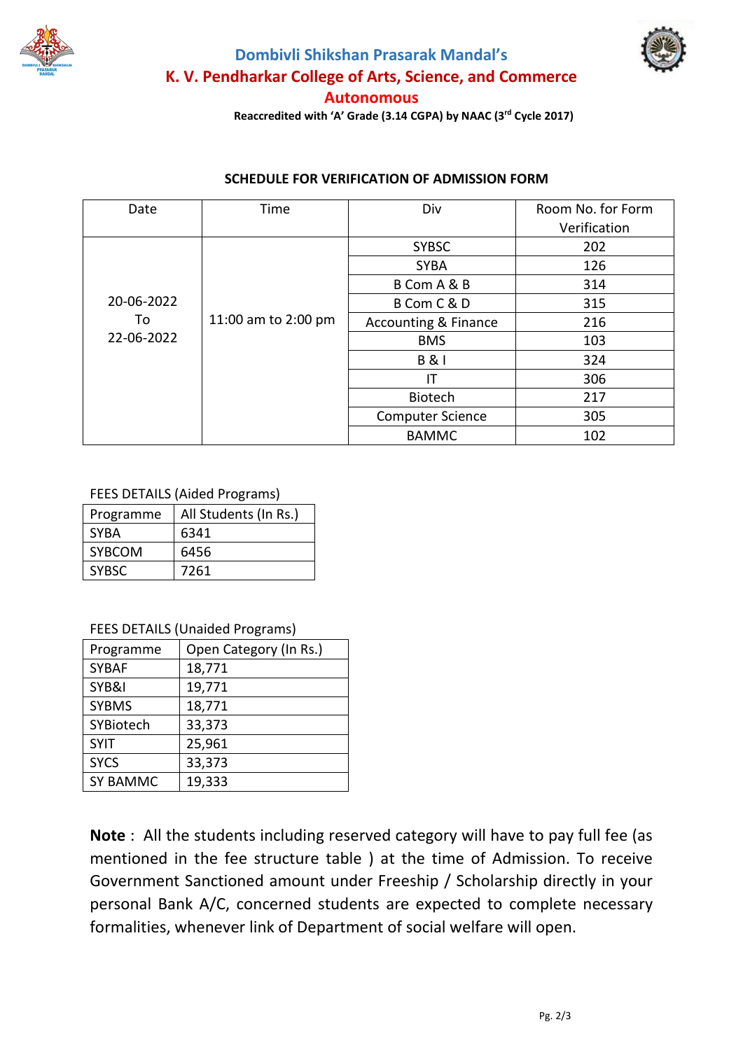# Dombivli Shikshan Prasarak Mandal's

## K. V. Pendharkar College of Arts, Science, and Commerce

## Autonomous

**Reaccredited with 'A' Grade (3.14 CGPA) by NAAC (3rd Cycle 2017)**

### SCHEDULE FOR VERIFICATION OF ADMISSION FORM

| Date | Time | Div | Room No. for Form Verification |
|---|---|---|---|
| 20-06-2022 To 22-06-2022 | 11:00 am to 2:00 pm | SYBSC | 202 |
| | | SYBA | 126 |
| | | B Com A & B | 314 |
| | | B Com C & D | 315 |
| | | Accounting & Finance | 216 |
| | | BMS | 103 |
| | | B & I | 324 |
| | | IT | 306 |
| | | Biotech | 217 |
| | | Computer Science | 305 |
| | | BAMMC | 102 |

FEES DETAILS (Aided Programs)

| Programme | All Students (In Rs.) |
|---|---|
| SYBA | 6341 |
| SYBCOM | 6456 |
| SYBSC | 7261 |

FEES DETAILS (Unaided Programs)

| Programme | Open Category (In Rs.) |
|---|---|
| SYBAF | 18,771 |
| SYB&I | 19,771 |
| SYBMS | 18,771 |
| SYBiotech | 33,373 |
| SYIT | 25,961 |
| SYCS | 33,373 |
| SY BAMMC | 19,333 |

**Note** : All the students including reserved category will have to pay full fee (as mentioned in the fee structure table ) at the time of Admission. To receive Government Sanctioned amount under Freeship / Scholarship directly in your personal Bank A/C, concerned students are expected to complete necessary formalities, whenever link of Department of social welfare will open.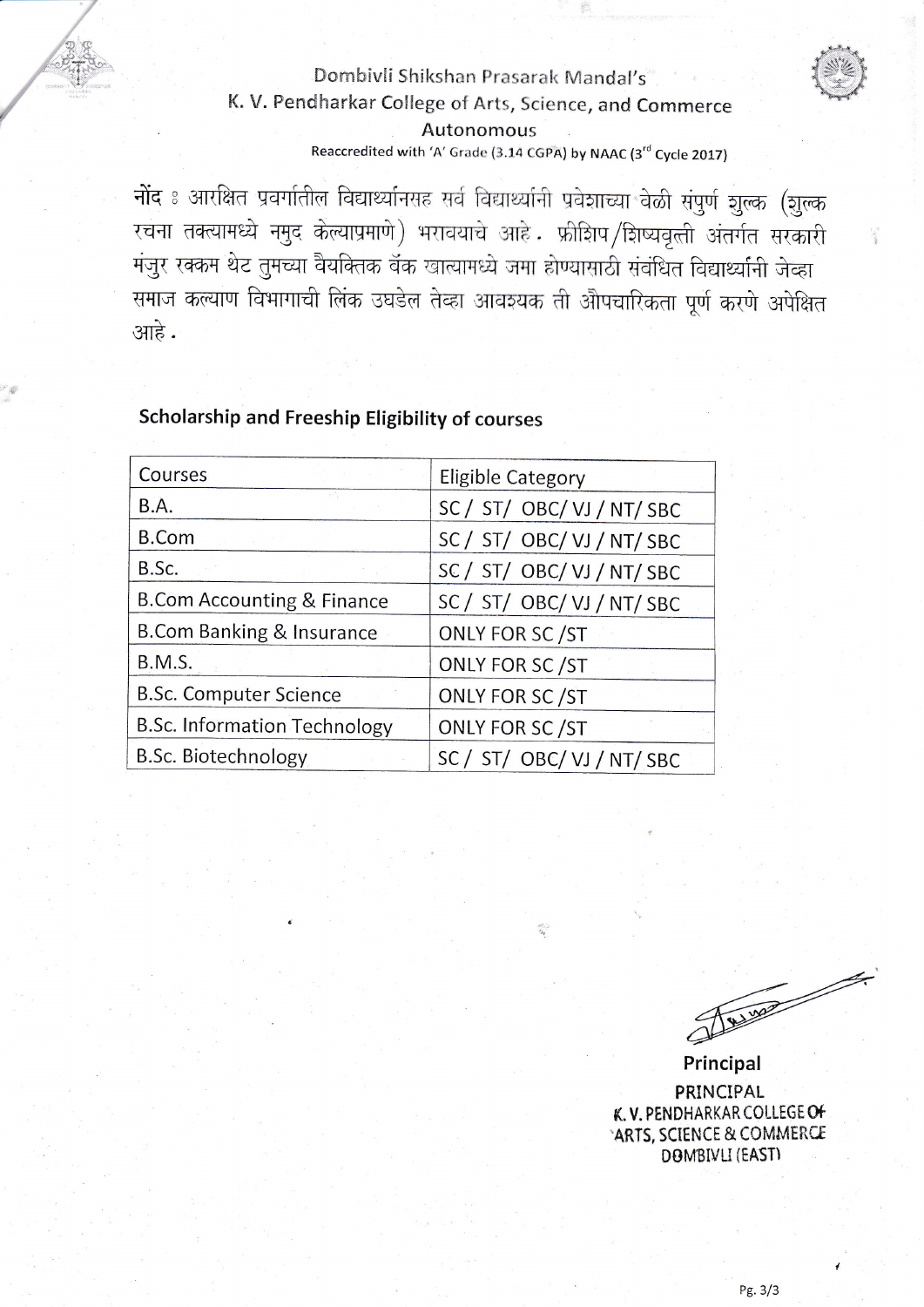Dombivli Shikshan Prasarak Mandal's
K. V. Pendharkar College of Arts, Science, and Commerce
Autonomous
Reaccredited with 'A' Grade (3.14 CGPA) by NAAC (3rd Cycle 2017)

**नोंद** : आरक्षित प्रवर्गातील विद्यार्थ्यांनसह सर्व विद्यार्थ्यांनी प्रवेशाच्या वेळी संपुर्ण शुल्क (शुल्क रचना तक्त्यामध्ये नमुद केल्याप्रमाणे) भरावयाचे आहे. फ्रीशिप/शिष्यवृत्ती अंतर्गत सरकारी मंजुर रक्कम थेट तुमच्या वैयक्तिक बँक खात्यामध्ये जमा होण्यासाठी संबंधित विद्यार्थ्यांनी जेव्हा समाज कल्याण विभागाची लिंक उघडेल तेव्हा आवश्यक ती औपचारिकता पूर्ण करणे अपेक्षित आहे.

## Scholarship and Freeship Eligibility of courses

| Courses | Eligible Category |
|---|---|
| B.A. | SC / ST/ OBC/ VJ / NT/ SBC |
| B.Com | SC / ST/ OBC/ VJ / NT/ SBC |
| B.Sc. | SC / ST/ OBC/ VJ / NT/ SBC |
| B.Com Accounting & Finance | SC / ST/ OBC/ VJ / NT/ SBC |
| B.Com Banking & Insurance | ONLY FOR SC /ST |
| B.M.S. | ONLY FOR SC /ST |
| B.Sc. Computer Science | ONLY FOR SC /ST |
| B.Sc. Information Technology | ONLY FOR SC /ST |
| B.Sc. Biotechnology | SC / ST/ OBC/ VJ / NT/ SBC |

**Principal**

PRINCIPAL
K. V. PENDHARKAR COLLEGE OF
ARTS, SCIENCE & COMMERCE
DOMBIVLI (EAST)